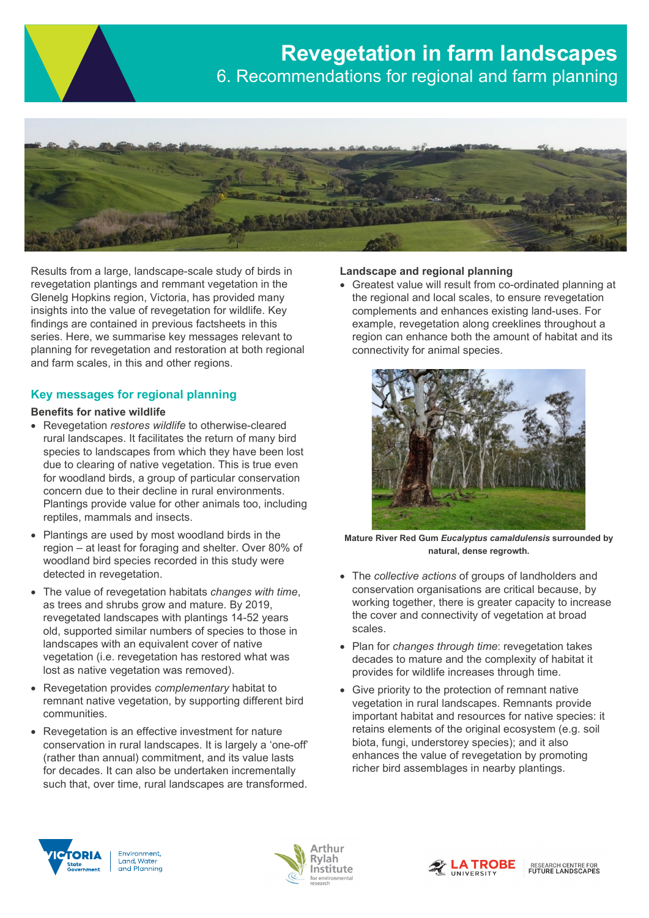# Revegetation in farm landscapes

## 6. Recommendations for regional and farm planning

Results from a large, landscape-scale study of birds in revegetation plantings and remmant vegetation in the Glenelg Hopkins region, Victoria, has provided many insights into the value of revegetation for wildlife. Key findings are contained in previous factsheets in this series. Here, we summarise key messages relevant to planning for revegetation and restoration at both regional and farm scales, in this and other regions.

## Key messages for regional planning

### Benefits for native wildlife

- Revegetation *restores wildlife* to otherwise-cleared rural landscapes. It facilitates the return of many bird species to landscapes from which they have been lost due to clearing of native vegetation. This is true even for woodland birds, a group of particular conservation concern due to their decline in rural environments. Plantings provide value for other animals too, including reptiles, mammals and insects.
- Plantings are used by most woodland birds in the region – at least for foraging and shelter. Over 80% of woodland bird species recorded in this study were detected in revegetation.
- The value of revegetation habitats *changes with time*, as trees and shrubs grow and mature. By 2019, revegetated landscapes with plantings 14-52 years old, supported similar numbers of species to those in landscapes with an equivalent cover of native vegetation (i.e. revegetation has restored what was lost as native vegetation was removed).
- Revegetation provides *complementary* habitat to remnant native vegetation, by supporting different bird communities.
- Revegetation is an effective investment for nature conservation in rural landscapes. It is largely a 'one-off' (rather than annual) commitment, and its value lasts for decades. It can also be undertaken incrementally such that, over time, rural landscapes are transformed.

### Landscape and regional planning

- Greatest value will result from co-ordinated planning at the regional and local scales, to ensure revegetation complements and enhances existing land-uses. For example, revegetation along creeklines throughout a region can enhance both the amount of habitat and its connectivity for animal species.

**Mature River Red Gum *Eucalyptus camaldulensis* surrounded by natural, dense regrowth.**

- The *collective actions* of groups of landholders and conservation organisations are critical because, by working together, there is greater capacity to increase the cover and connectivity of vegetation at broad scales.
- Plan for *changes through time*: revegetation takes decades to mature and the complexity of habitat it provides for wildlife increases through time.
- Give priority to the protection of remnant native vegetation in rural landscapes. Remnants provide important habitat and resources for native species: it retains elements of the original ecosystem (e.g. soil biota, fungi, understorey species); and it also enhances the value of revegetation by promoting richer bird assemblages in nearby plantings.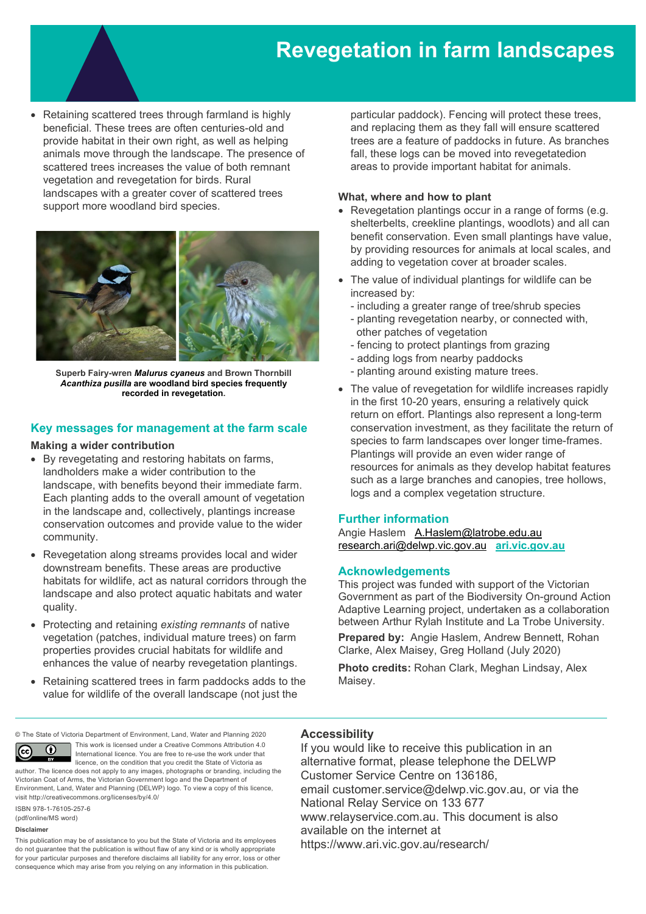# Revegetation in farm landscapes

- Retaining scattered trees through farmland is highly beneficial. These trees are often centuries-old and provide habitat in their own right, as well as helping animals move through the landscape. The presence of scattered trees increases the value of both remnant vegetation and revegetation for birds. Rural landscapes with a greater cover of scattered trees support more woodland bird species.

**Superb Fairy-wren *Malurus cyaneus* and Brown Thornbill *Acanthiza pusilla* are woodland bird species frequently recorded in revegetation.**

## Key messages for management at the farm scale

### Making a wider contribution

- By revegetating and restoring habitats on farms, landholders make a wider contribution to the landscape, with benefits beyond their immediate farm. Each planting adds to the overall amount of vegetation in the landscape and, collectively, plantings increase conservation outcomes and provide value to the wider community.
- Revegetation along streams provides local and wider downstream benefits. These areas are productive habitats for wildlife, act as natural corridors through the landscape and also protect aquatic habitats and water quality.
- Protecting and retaining *existing remnants* of native vegetation (patches, individual mature trees) on farm properties provides crucial habitats for wildlife and enhances the value of nearby revegetation plantings.
- Retaining scattered trees in farm paddocks adds to the value for wildlife of the overall landscape (not just the particular paddock). Fencing will protect these trees, and replacing them as they fall will ensure scattered trees are a feature of paddocks in future. As branches fall, these logs can be moved into revegetatedion areas to provide important habitat for animals.

### What, where and how to plant

- Revegetation plantings occur in a range of forms (e.g. shelterbelts, creekline plantings, woodlots) and all can benefit conservation. Even small plantings have value, by providing resources for animals at local scales, and adding to vegetation cover at broader scales.
- The value of individual plantings for wildlife can be increased by:
  - including a greater range of tree/shrub species
  - planting revegetation nearby, or connected with, other patches of vegetation
  - fencing to protect plantings from grazing
  - adding logs from nearby paddocks
  - planting around existing mature trees.
- The value of revegetation for wildlife increases rapidly in the first 10-20 years, ensuring a relatively quick return on effort. Plantings also represent a long-term conservation investment, as they facilitate the return of species to farm landscapes over longer time-frames. Plantings will provide an even wider range of resources for animals as they develop habitat features such as a large branches and canopies, tree hollows, logs and a complex vegetation structure.

## Further information

Angie Haslem A.Haslem@latrobe.edu.au
research.ari@delwp.vic.gov.au **ari.vic.gov.au**

## Acknowledgements

This project was funded with support of the Victorian Government as part of the Biodiversity On-ground Action Adaptive Learning project, undertaken as a collaboration between Arthur Rylah Institute and La Trobe University.

**Prepared by:** Angie Haslem, Andrew Bennett, Rohan Clarke, Alex Maisey, Greg Holland (July 2020)

**Photo credits:** Rohan Clark, Meghan Lindsay, Alex Maisey.

---

© The State of Victoria Department of Environment, Land, Water and Planning 2020

This work is licensed under a Creative Commons Attribution 4.0 International licence. You are free to re-use the work under that licence, on the condition that you credit the State of Victoria as author. The licence does not apply to any images, photographs or branding, including the Victorian Coat of Arms, the Victorian Government logo and the Department of Environment, Land, Water and Planning (DELWP) logo. To view a copy of this licence, visit http://creativecommons.org/licenses/by/4.0/

ISBN 978-1-76105-257-6
(pdf/online/MS word)

**Disclaimer**

This publication may be of assistance to you but the State of Victoria and its employees do not guarantee that the publication is without flaw of any kind or is wholly appropriate for your particular purposes and therefore disclaims all liability for any error, loss or other consequence which may arise from you relying on any information in this publication.

## Accessibility

If you would like to receive this publication in an alternative format, please telephone the DELWP Customer Service Centre on 136186, email customer.service@delwp.vic.gov.au, or via the National Relay Service on 133 677 www.relayservice.com.au. This document is also available on the internet at https://www.ari.vic.gov.au/research/